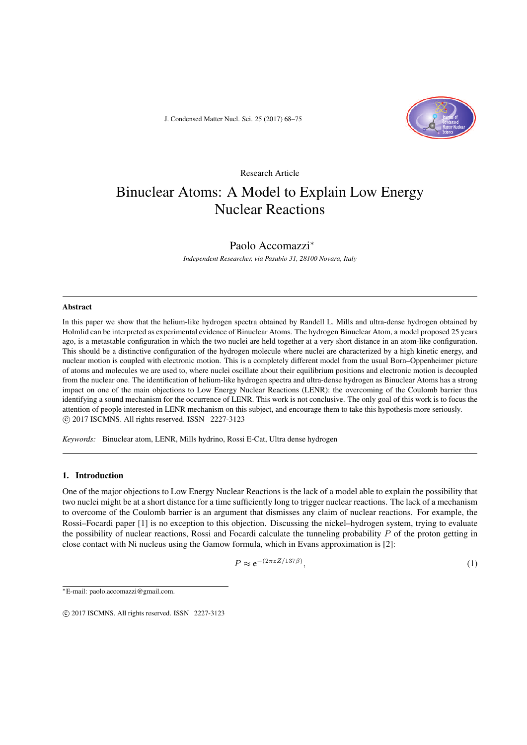Research Article

# Binuclear Atoms: A Model to Explain Low Energy Nuclear Reactions

Paolo Accomazzi*

*Independent Researcher, via Pasubio 31, 28100 Novara, Italy*

## Abstract

In this paper we show that the helium-like hydrogen spectra obtained by Randell L. Mills and ultra-dense hydrogen obtained by Holmlid can be interpreted as experimental evidence of Binuclear Atoms. The hydrogen Binuclear Atom, a model proposed 25 years ago, is a metastable configuration in which the two nuclei are held together at a very short distance in an atom-like configuration. This should be a distinctive configuration of the hydrogen molecule where nuclei are characterized by a high kinetic energy, and nuclear motion is coupled with electronic motion. This is a completely different model from the usual Born–Oppenheimer picture of atoms and molecules we are used to, where nuclei oscillate about their equilibrium positions and electronic motion is decoupled from the nuclear one. The identification of helium-like hydrogen spectra and ultra-dense hydrogen as Binuclear Atoms has a strong impact on one of the main objections to Low Energy Nuclear Reactions (LENR): the overcoming of the Coulomb barrier thus identifying a sound mechanism for the occurrence of LENR. This work is not conclusive. The only goal of this work is to focus the attention of people interested in LENR mechanism on this subject, and encourage them to take this hypothesis more seriously.
© 2017 ISCMNS. All rights reserved. ISSN 2227-3123

*Keywords:* Binuclear atom, LENR, Mills hydrino, Rossi E-Cat, Ultra dense hydrogen

## 1. Introduction

One of the major objections to Low Energy Nuclear Reactions is the lack of a model able to explain the possibility that two nuclei might be at a short distance for a time sufficiently long to trigger nuclear reactions. The lack of a mechanism to overcome of the Coulomb barrier is an argument that dismisses any claim of nuclear reactions. For example, the Rossi–Focardi paper [1] is no exception to this objection. Discussing the nickel–hydrogen system, trying to evaluate the possibility of nuclear reactions, Rossi and Focardi calculate the tunneling probability $P$ of the proton getting in close contact with Ni nucleus using the Gamow formula, which in Evans approximation is [2]:

$$P \approx \mathrm{e}^{-(2\pi zZ/137\beta)}, \tag{1}$$

*E-mail: paolo.accomazzi@gmail.com.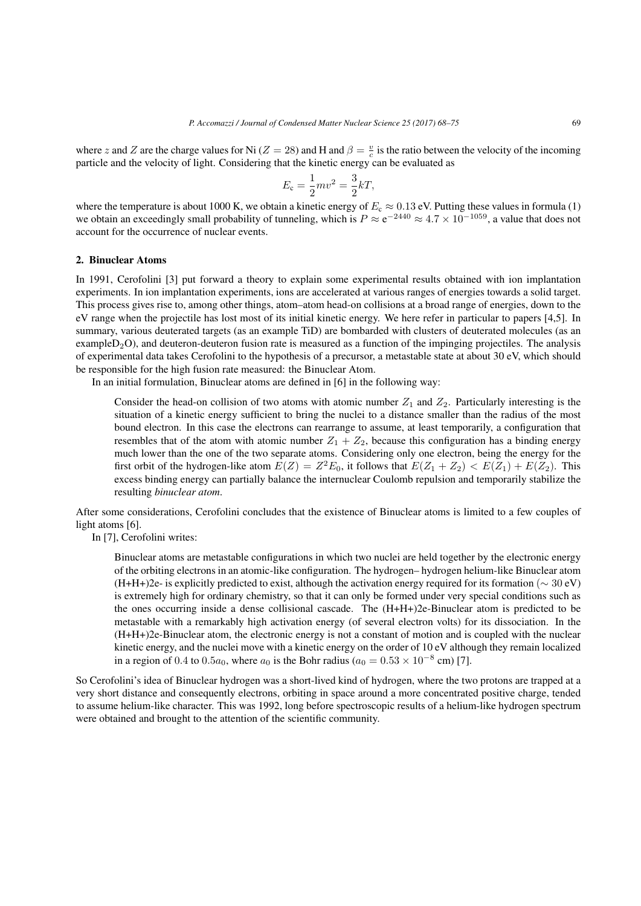where $z$ and $Z$ are the charge values for Ni ($Z = 28$) and H and $\beta = \frac{v}{c}$ is the ratio between the velocity of the incoming particle and the velocity of light. Considering that the kinetic energy can be evaluated as

$$E_c = \frac{1}{2}mv^2 = \frac{3}{2}kT,$$

where the temperature is about 1000 K, we obtain a kinetic energy of $E_c \approx 0.13$ eV. Putting these values in formula (1) we obtain an exceedingly small probability of tunneling, which is $P \approx e^{-2440} \approx 4.7 \times 10^{-1059}$, a value that does not account for the occurrence of nuclear events.

## 2. Binuclear Atoms

In 1991, Cerofolini [3] put forward a theory to explain some experimental results obtained with ion implantation experiments. In ion implantation experiments, ions are accelerated at various ranges of energies towards a solid target. This process gives rise to, among other things, atom–atom head-on collisions at a broad range of energies, down to the eV range when the projectile has lost most of its initial kinetic energy. We here refer in particular to papers [4,5]. In summary, various deuterated targets (as an example TiD) are bombarded with clusters of deuterated molecules (as an example$D_2O$), and deuteron-deuteron fusion rate is measured as a function of the impinging projectiles. The analysis of experimental data takes Cerofolini to the hypothesis of a precursor, a metastable state at about 30 eV, which should be responsible for the high fusion rate measured: the Binuclear Atom.

In an initial formulation, Binuclear atoms are defined in [6] in the following way:

> Consider the head-on collision of two atoms with atomic number $Z_1$ and $Z_2$. Particularly interesting is the situation of a kinetic energy sufficient to bring the nuclei to a distance smaller than the radius of the most bound electron. In this case the electrons can rearrange to assume, at least temporarily, a configuration that resembles that of the atom with atomic number $Z_1 + Z_2$, because this configuration has a binding energy much lower than the one of the two separate atoms. Considering only one electron, being the energy for the first orbit of the hydrogen-like atom $E(Z) = Z^2 E_0$, it follows that $E(Z_1 + Z_2) < E(Z_1) + E(Z_2)$. This excess binding energy can partially balance the internuclear Coulomb repulsion and temporarily stabilize the resulting *binuclear atom*.

After some considerations, Cerofolini concludes that the existence of Binuclear atoms is limited to a few couples of light atoms [6].

In [7], Cerofolini writes:

> Binuclear atoms are metastable configurations in which two nuclei are held together by the electronic energy of the orbiting electrons in an atomic-like configuration. The hydrogen– hydrogen helium-like Binuclear atom (H+H+)2e- is explicitly predicted to exist, although the activation energy required for its formation ($\sim 30$ eV) is extremely high for ordinary chemistry, so that it can only be formed under very special conditions such as the ones occurring inside a dense collisional cascade. The (H+H+)2e-Binuclear atom is predicted to be metastable with a remarkably high activation energy (of several electron volts) for its dissociation. In the (H+H+)2e-Binuclear atom, the electronic energy is not a constant of motion and is coupled with the nuclear kinetic energy, and the nuclei move with a kinetic energy on the order of 10 eV although they remain localized in a region of $0.4$ to $0.5a_0$, where $a_0$ is the Bohr radius ($a_0 = 0.53 \times 10^{-8}$ cm) [7].

So Cerofolini's idea of Binuclear hydrogen was a short-lived kind of hydrogen, where the two protons are trapped at a very short distance and consequently electrons, orbiting in space around a more concentrated positive charge, tended to assume helium-like character. This was 1992, long before spectroscopic results of a helium-like hydrogen spectrum were obtained and brought to the attention of the scientific community.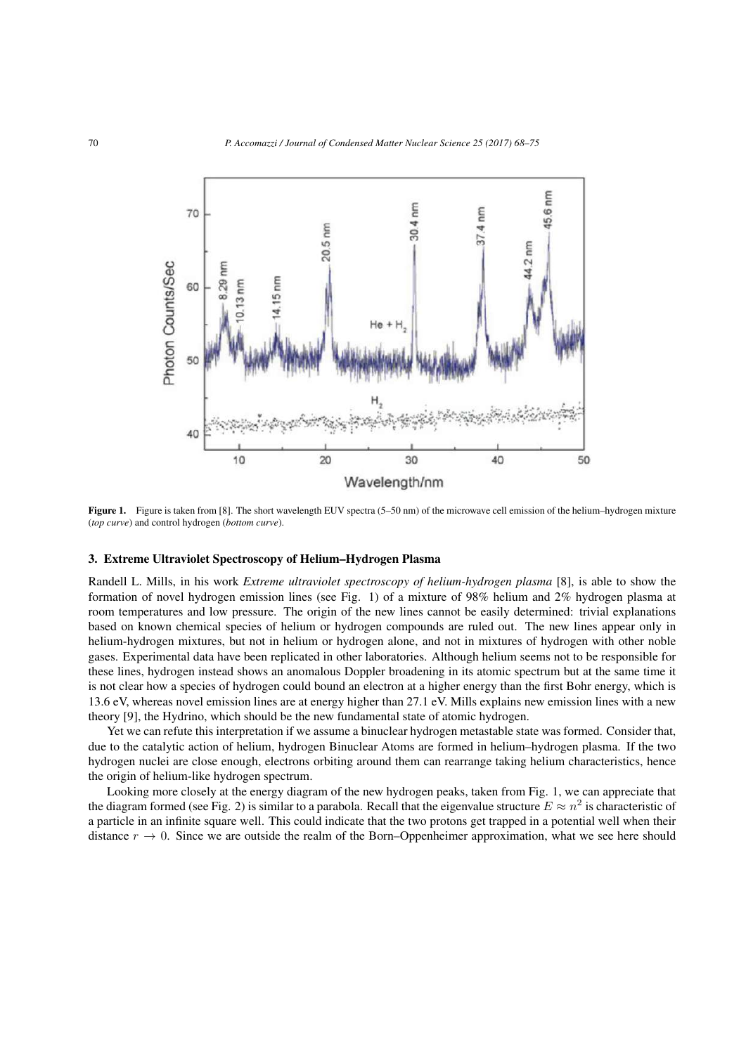**Figure 1.** Figure is taken from [8]. The short wavelength EUV spectra (5–50 nm) of the microwave cell emission of the helium–hydrogen mixture (*top curve*) and control hydrogen (*bottom curve*).

## 3. Extreme Ultraviolet Spectroscopy of Helium–Hydrogen Plasma

Randell L. Mills, in his work *Extreme ultraviolet spectroscopy of helium-hydrogen plasma* [8], is able to show the formation of novel hydrogen emission lines (see Fig. 1) of a mixture of 98% helium and 2% hydrogen plasma at room temperatures and low pressure. The origin of the new lines cannot be easily determined: trivial explanations based on known chemical species of helium or hydrogen compounds are ruled out. The new lines appear only in helium-hydrogen mixtures, but not in helium or hydrogen alone, and not in mixtures of hydrogen with other noble gases. Experimental data have been replicated in other laboratories. Although helium seems not to be responsible for these lines, hydrogen instead shows an anomalous Doppler broadening in its atomic spectrum but at the same time it is not clear how a species of hydrogen could bound an electron at a higher energy than the first Bohr energy, which is 13.6 eV, whereas novel emission lines are at energy higher than 27.1 eV. Mills explains new emission lines with a new theory [9], the Hydrino, which should be the new fundamental state of atomic hydrogen.

Yet we can refute this interpretation if we assume a binuclear hydrogen metastable state was formed. Consider that, due to the catalytic action of helium, hydrogen Binuclear Atoms are formed in helium–hydrogen plasma. If the two hydrogen nuclei are close enough, electrons orbiting around them can rearrange taking helium characteristics, hence the origin of helium-like hydrogen spectrum.

Looking more closely at the energy diagram of the new hydrogen peaks, taken from Fig. 1, we can appreciate that the diagram formed (see Fig. 2) is similar to a parabola. Recall that the eigenvalue structure $E \approx n^2$ is characteristic of a particle in an infinite square well. This could indicate that the two protons get trapped in a potential well when their distance $r \to 0$. Since we are outside the realm of the Born–Oppenheimer approximation, what we see here should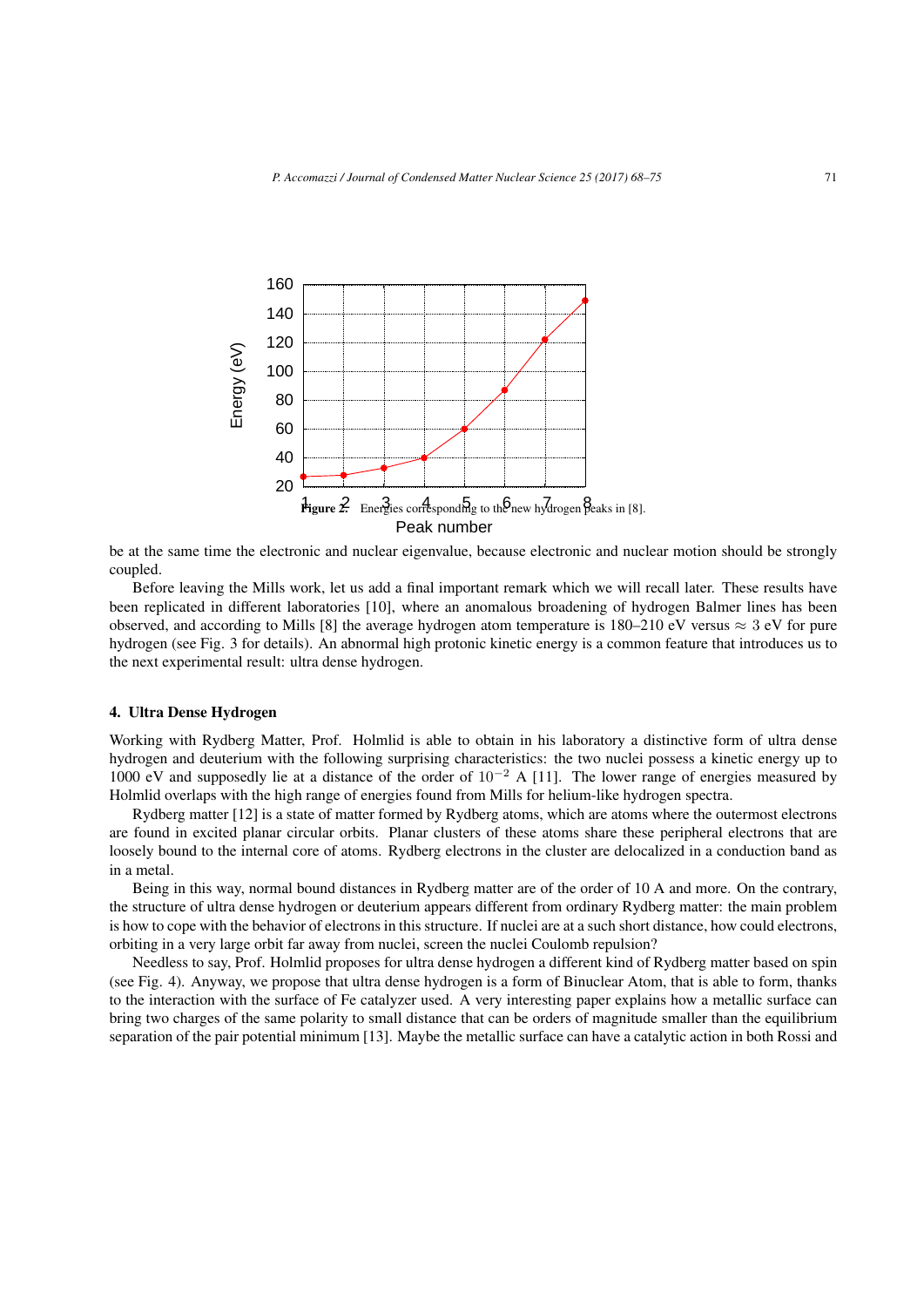**Figure 2.** Energies corresponding to the new hydrogen peaks in [8].

be at the same time the electronic and nuclear eigenvalue, because electronic and nuclear motion should be strongly coupled.

Before leaving the Mills work, let us add a final important remark which we will recall later. These results have been replicated in different laboratories [10], where an anomalous broadening of hydrogen Balmer lines has been observed, and according to Mills [8] the average hydrogen atom temperature is 180–210 eV versus $\approx 3$ eV for pure hydrogen (see Fig. 3 for details). An abnormal high protonic kinetic energy is a common feature that introduces us to the next experimental result: ultra dense hydrogen.

## 4. Ultra Dense Hydrogen

Working with Rydberg Matter, Prof. Holmlid is able to obtain in his laboratory a distinctive form of ultra dense hydrogen and deuterium with the following surprising characteristics: the two nuclei possess a kinetic energy up to 1000 eV and supposedly lie at a distance of the order of $10^{-2}$ A [11]. The lower range of energies measured by Holmlid overlaps with the high range of energies found from Mills for helium-like hydrogen spectra.

Rydberg matter [12] is a state of matter formed by Rydberg atoms, which are atoms where the outermost electrons are found in excited planar circular orbits. Planar clusters of these atoms share these peripheral electrons that are loosely bound to the internal core of atoms. Rydberg electrons in the cluster are delocalized in a conduction band as in a metal.

Being in this way, normal bound distances in Rydberg matter are of the order of 10 A and more. On the contrary, the structure of ultra dense hydrogen or deuterium appears different from ordinary Rydberg matter: the main problem is how to cope with the behavior of electrons in this structure. If nuclei are at a such short distance, how could electrons, orbiting in a very large orbit far away from nuclei, screen the nuclei Coulomb repulsion?

Needless to say, Prof. Holmlid proposes for ultra dense hydrogen a different kind of Rydberg matter based on spin (see Fig. 4). Anyway, we propose that ultra dense hydrogen is a form of Binuclear Atom, that is able to form, thanks to the interaction with the surface of Fe catalyzer used. A very interesting paper explains how a metallic surface can bring two charges of the same polarity to small distance that can be orders of magnitude smaller than the equilibrium separation of the pair potential minimum [13]. Maybe the metallic surface can have a catalytic action in both Rossi and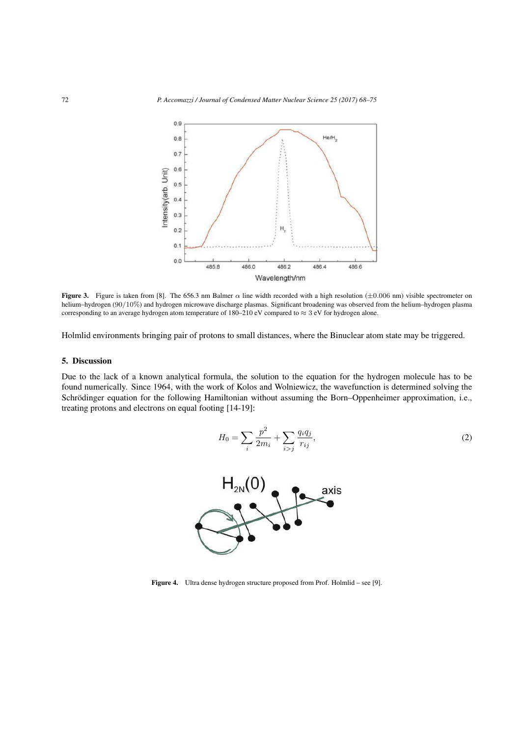**Figure 3.** Figure is taken from [8]. The 656.3 nm Balmer $\alpha$ line width recorded with a high resolution ($\pm 0.006$ nm) visible spectrometer on helium–hydrogen ($90/10\%$) and hydrogen microwave discharge plasmas. Significant broadening was observed from the helium–hydrogen plasma corresponding to an average hydrogen atom temperature of 180–210 eV compared to $\approx 3$ eV for hydrogen alone.

Holmlid environments bringing pair of protons to small distances, where the Binuclear atom state may be triggered.

## 5. Discussion

Due to the lack of a known analytical formula, the solution to the equation for the hydrogen molecule has to be found numerically. Since 1964, with the work of Kolos and Wolniewicz, the wavefunction is determined solving the Schrödinger equation for the following Hamiltonian without assuming the Born–Oppenheimer approximation, i.e., treating protons and electrons on equal footing [14-19]:

$$H_0 = \sum_i \frac{p^2}{2m_i} + \sum_{i>j} \frac{q_i q_j}{r_{ij}}, \tag{2}$$

**Figure 4.** Ultra dense hydrogen structure proposed from Prof. Holmlid – see [9].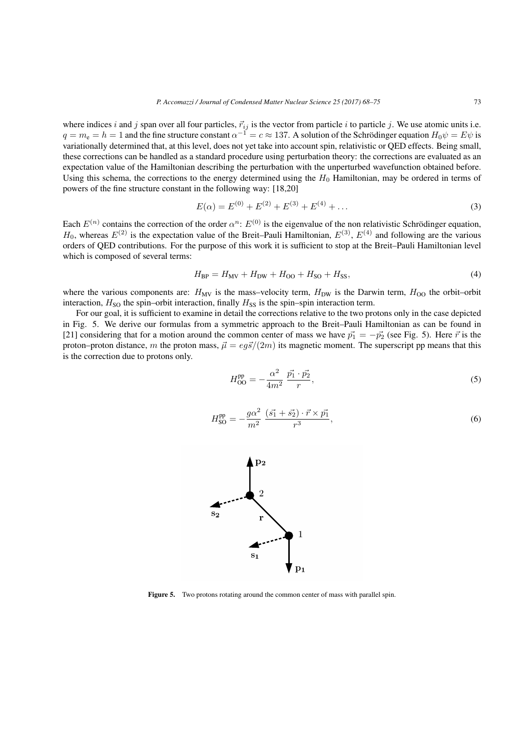where indices $i$ and $j$ span over all four particles, $\vec{r}_{ij}$ is the vector from particle $i$ to particle $j$. We use atomic units i.e. $q = m_e = h = 1$ and the fine structure constant $\alpha^{-1} = c \approx 137$. A solution of the Schrödinger equation $H_0\psi = E\psi$ is variationally determined that, at this level, does not yet take into account spin, relativistic or QED effects. Being small, these corrections can be handled as a standard procedure using perturbation theory: the corrections are evaluated as an expectation value of the Hamiltonian describing the perturbation with the unperturbed wavefunction obtained before. Using this schema, the corrections to the energy determined using the $H_0$ Hamiltonian, may be ordered in terms of powers of the fine structure constant in the following way: [18,20]

$$E(\alpha) = E^{(0)} + E^{(2)} + E^{(3)} + E^{(4)} + \dots \tag{3}$$

Each $E^{(n)}$ contains the correction of the order $\alpha^n$: $E^{(0)}$ is the eigenvalue of the non relativistic Schrödinger equation, $H_0$, whereas $E^{(2)}$ is the expectation value of the Breit–Pauli Hamiltonian, $E^{(3)}$, $E^{(4)}$ and following are the various orders of QED contributions. For the purpose of this work it is sufficient to stop at the Breit–Pauli Hamiltonian level which is composed of several terms:

$$H_{\text{BP}} = H_{\text{MV}} + H_{\text{DW}} + H_{\text{OO}} + H_{\text{SO}} + H_{\text{SS}}, \tag{4}$$

where the various components are: $H_{\text{MV}}$ is the mass–velocity term, $H_{\text{DW}}$ is the Darwin term, $H_{\text{OO}}$ the orbit–orbit interaction, $H_{\text{SO}}$ the spin–orbit interaction, finally $H_{\text{SS}}$ is the spin–spin interaction term.

For our goal, it is sufficient to examine in detail the corrections relative to the two protons only in the case depicted in Fig. 5. We derive our formulas from a symmetric approach to the Breit–Pauli Hamiltonian as can be found in [21] considering that for a motion around the common center of mass we have $\vec{p_1} = -\vec{p_2}$ (see Fig. 5). Here $\vec{r}$ is the proton–proton distance, $m$ the proton mass, $\vec{\mu} = eg\vec{s}/(2m)$ its magnetic moment. The superscript pp means that this is the correction due to protons only.

$$H_{\text{OO}}^{\text{pp}} = -\frac{\alpha^2}{4m^2}\,\frac{\vec{p_1}\cdot\vec{p_2}}{r}, \tag{5}$$

$$H_{\text{SO}}^{\text{pp}} = -\frac{g\alpha^2}{m^2}\,\frac{(\vec{s_1}+\vec{s_2})\cdot\vec{r}\times\vec{p_1}}{r^3}, \tag{6}$$

**Figure 5.** Two protons rotating around the common center of mass with parallel spin.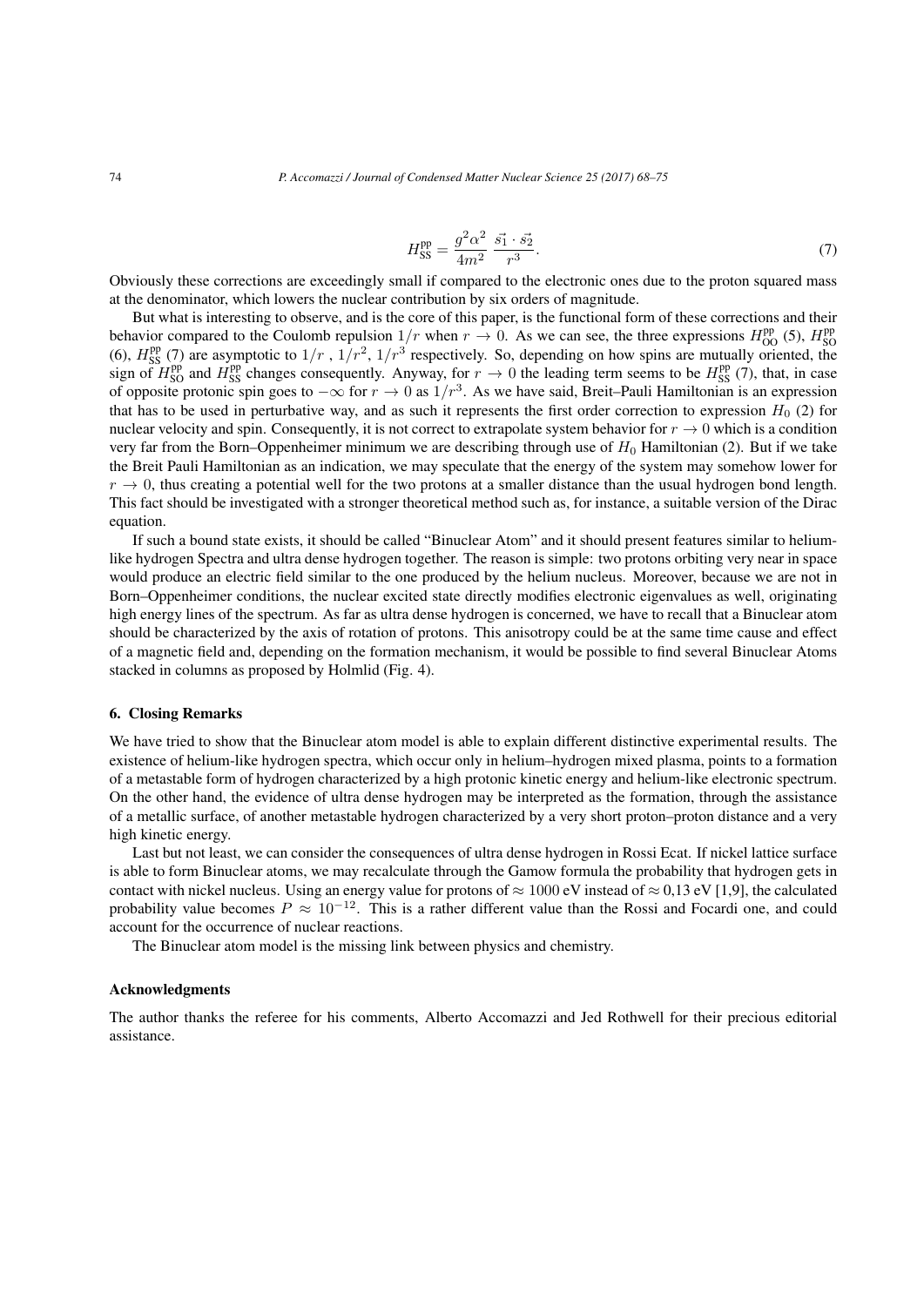$$H_{\mathrm{SS}}^{\mathrm{pp}} = \frac{g^2\alpha^2}{4m^2}\,\frac{\vec{s_1}\cdot\vec{s_2}}{r^3}. \tag{7}$$

Obviously these corrections are exceedingly small if compared to the electronic ones due to the proton squared mass at the denominator, which lowers the nuclear contribution by six orders of magnitude.

But what is interesting to observe, and is the core of this paper, is the functional form of these corrections and their behavior compared to the Coulomb repulsion $1/r$ when $r \to 0$. As we can see, the three expressions $H_{\mathrm{OO}}^{\mathrm{pp}}$ (5), $H_{\mathrm{SO}}^{\mathrm{pp}}$ (6), $H_{\mathrm{SS}}^{\mathrm{pp}}$ (7) are asymptotic to $1/r$ , $1/r^2$, $1/r^3$ respectively. So, depending on how spins are mutually oriented, the sign of $H_{\mathrm{SO}}^{\mathrm{pp}}$ and $H_{\mathrm{SS}}^{\mathrm{pp}}$ changes consequently. Anyway, for $r \to 0$ the leading term seems to be $H_{\mathrm{SS}}^{\mathrm{pp}}$ (7), that, in case of opposite protonic spin goes to $-\infty$ for $r \to 0$ as $1/r^3$. As we have said, Breit–Pauli Hamiltonian is an expression that has to be used in perturbative way, and as such it represents the first order correction to expression $H_0$ (2) for nuclear velocity and spin. Consequently, it is not correct to extrapolate system behavior for $r \to 0$ which is a condition very far from the Born–Oppenheimer minimum we are describing through use of $H_0$ Hamiltonian (2). But if we take the Breit Pauli Hamiltonian as an indication, we may speculate that the energy of the system may somehow lower for $r \to 0$, thus creating a potential well for the two protons at a smaller distance than the usual hydrogen bond length. This fact should be investigated with a stronger theoretical method such as, for instance, a suitable version of the Dirac equation.

If such a bound state exists, it should be called "Binuclear Atom" and it should present features similar to helium-like hydrogen Spectra and ultra dense hydrogen together. The reason is simple: two protons orbiting very near in space would produce an electric field similar to the one produced by the helium nucleus. Moreover, because we are not in Born–Oppenheimer conditions, the nuclear excited state directly modifies electronic eigenvalues as well, originating high energy lines of the spectrum. As far as ultra dense hydrogen is concerned, we have to recall that a Binuclear atom should be characterized by the axis of rotation of protons. This anisotropy could be at the same time cause and effect of a magnetic field and, depending on the formation mechanism, it would be possible to find several Binuclear Atoms stacked in columns as proposed by Holmlid (Fig. 4).

## 6. Closing Remarks

We have tried to show that the Binuclear atom model is able to explain different distinctive experimental results. The existence of helium-like hydrogen spectra, which occur only in helium–hydrogen mixed plasma, points to a formation of a metastable form of hydrogen characterized by a high protonic kinetic energy and helium-like electronic spectrum. On the other hand, the evidence of ultra dense hydrogen may be interpreted as the formation, through the assistance of a metallic surface, of another metastable hydrogen characterized by a very short proton–proton distance and a very high kinetic energy.

Last but not least, we can consider the consequences of ultra dense hydrogen in Rossi Ecat. If nickel lattice surface is able to form Binuclear atoms, we may recalculate through the Gamow formula the probability that hydrogen gets in contact with nickel nucleus. Using an energy value for protons of $\approx 1000$ eV instead of $\approx 0{,}13$ eV [1,9], the calculated probability value becomes $P \approx 10^{-12}$. This is a rather different value than the Rossi and Focardi one, and could account for the occurrence of nuclear reactions.

The Binuclear atom model is the missing link between physics and chemistry.

## Acknowledgments

The author thanks the referee for his comments, Alberto Accomazzi and Jed Rothwell for their precious editorial assistance.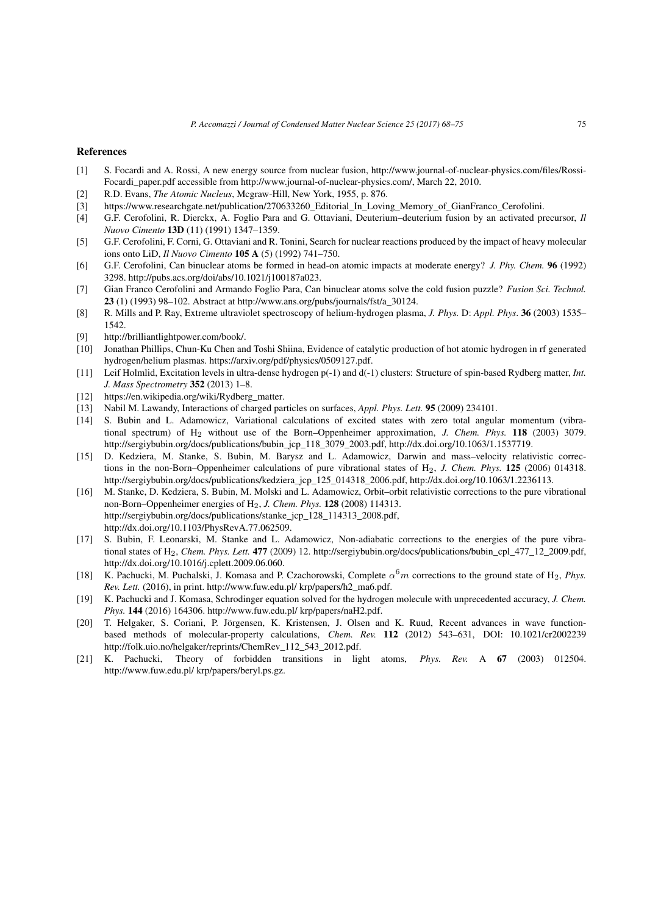## References

[1] S. Focardi and A. Rossi, A new energy source from nuclear fusion, http://www.journal-of-nuclear-physics.com/files/Rossi-Focardi_paper.pdf accessible from http://www.journal-of-nuclear-physics.com/, March 22, 2010.

[2] R.D. Evans, *The Atomic Nucleus*, Mcgraw-Hill, New York, 1955, p. 876.

[3] https://www.researchgate.net/publication/270633260_Editorial_In_Loving_Memory_of_GianFranco_Cerofolini.

[4] G.F. Cerofolini, R. Dierckx, A. Foglio Para and G. Ottaviani, Deuterium–deuterium fusion by an activated precursor, *Il Nuovo Cimento* **13D** (11) (1991) 1347–1359.

[5] G.F. Cerofolini, F. Corni, G. Ottaviani and R. Tonini, Search for nuclear reactions produced by the impact of heavy molecular ions onto LiD, *Il Nuovo Cimento* **105 A** (5) (1992) 741–750.

[6] G.F. Cerofolini, Can binuclear atoms be formed in head-on atomic impacts at moderate energy? *J. Phy. Chem.* **96** (1992) 3298. http://pubs.acs.org/doi/abs/10.1021/j100187a023.

[7] Gian Franco Cerofolini and Armando Foglio Para, Can binuclear atoms solve the cold fusion puzzle? *Fusion Sci. Technol.* **23** (1) (1993) 98–102. Abstract at http://www.ans.org/pubs/journals/fst/a_30124.

[8] R. Mills and P. Ray, Extreme ultraviolet spectroscopy of helium-hydrogen plasma, *J. Phys.* D: *Appl. Phys*. **36** (2003) 1535–1542.

[9] http://brilliantlightpower.com/book/.

[10] Jonathan Phillips, Chun-Ku Chen and Toshi Shiina, Evidence of catalytic production of hot atomic hydrogen in rf generated hydrogen/helium plasmas. https://arxiv.org/pdf/physics/0509127.pdf.

[11] Leif Holmlid, Excitation levels in ultra-dense hydrogen p(-1) and d(-1) clusters: Structure of spin-based Rydberg matter, *Int. J. Mass Spectrometry* **352** (2013) 1–8.

[12] https://en.wikipedia.org/wiki/Rydberg_matter.

[13] Nabil M. Lawandy, Interactions of charged particles on surfaces, *Appl. Phys. Lett.* **95** (2009) 234101.

[14] S. Bubin and L. Adamowicz, Variational calculations of excited states with zero total angular momentum (vibrational spectrum) of $H_2$ without use of the Born–Oppenheimer approximation, *J. Chem. Phys.* **118** (2003) 3079. http://sergiybubin.org/docs/publications/bubin_jcp_118_3079_2003.pdf, http://dx.doi.org/10.1063/1.1537719.

[15] D. Kedziera, M. Stanke, S. Bubin, M. Barysz and L. Adamowicz, Darwin and mass–velocity relativistic corrections in the non-Born–Oppenheimer calculations of pure vibrational states of $H_2$, *J. Chem. Phys.* **125** (2006) 014318. http://sergiybubin.org/docs/publications/kedziera_jcp_125_014318_2006.pdf, http://dx.doi.org/10.1063/1.2236113.

[16] M. Stanke, D. Kedziera, S. Bubin, M. Molski and L. Adamowicz, Orbit–orbit relativistic corrections to the pure vibrational non-Born–Oppenheimer energies of $H_2$, *J. Chem. Phys.* **128** (2008) 114313. http://sergiybubin.org/docs/publications/stanke_jcp_128_114313_2008.pdf, http://dx.doi.org/10.1103/PhysRevA.77.062509.

[17] S. Bubin, F. Leonarski, M. Stanke and L. Adamowicz, Non-adiabatic corrections to the energies of the pure vibrational states of $H_2$, *Chem. Phys. Lett.* **477** (2009) 12. http://sergiybubin.org/docs/publications/bubin_cpl_477_12_2009.pdf, http://dx.doi.org/10.1016/j.cplett.2009.06.060.

[18] K. Pachucki, M. Puchalski, J. Komasa and P. Czachorowski, Complete $\alpha^6 m$ corrections to the ground state of $H_2$, *Phys. Rev. Lett.* (2016), in print. http://www.fuw.edu.pl/ krp/papers/h2_ma6.pdf.

[19] K. Pachucki and J. Komasa, Schrodinger equation solved for the hydrogen molecule with unprecedented accuracy, *J. Chem. Phys.* **144** (2016) 164306. http://www.fuw.edu.pl/ krp/papers/naH2.pdf.

[20] T. Helgaker, S. Coriani, P. Jörgensen, K. Kristensen, J. Olsen and K. Ruud, Recent advances in wave function-based methods of molecular-property calculations, *Chem. Rev.* **112** (2012) 543–631, DOI: 10.1021/cr2002239 http://folk.uio.no/helgaker/reprints/ChemRev_112_543_2012.pdf.

[21] K. Pachucki, Theory of forbidden transitions in light atoms, *Phys. Rev.* A **67** (2003) 012504. http://www.fuw.edu.pl/ krp/papers/beryl.ps.gz.